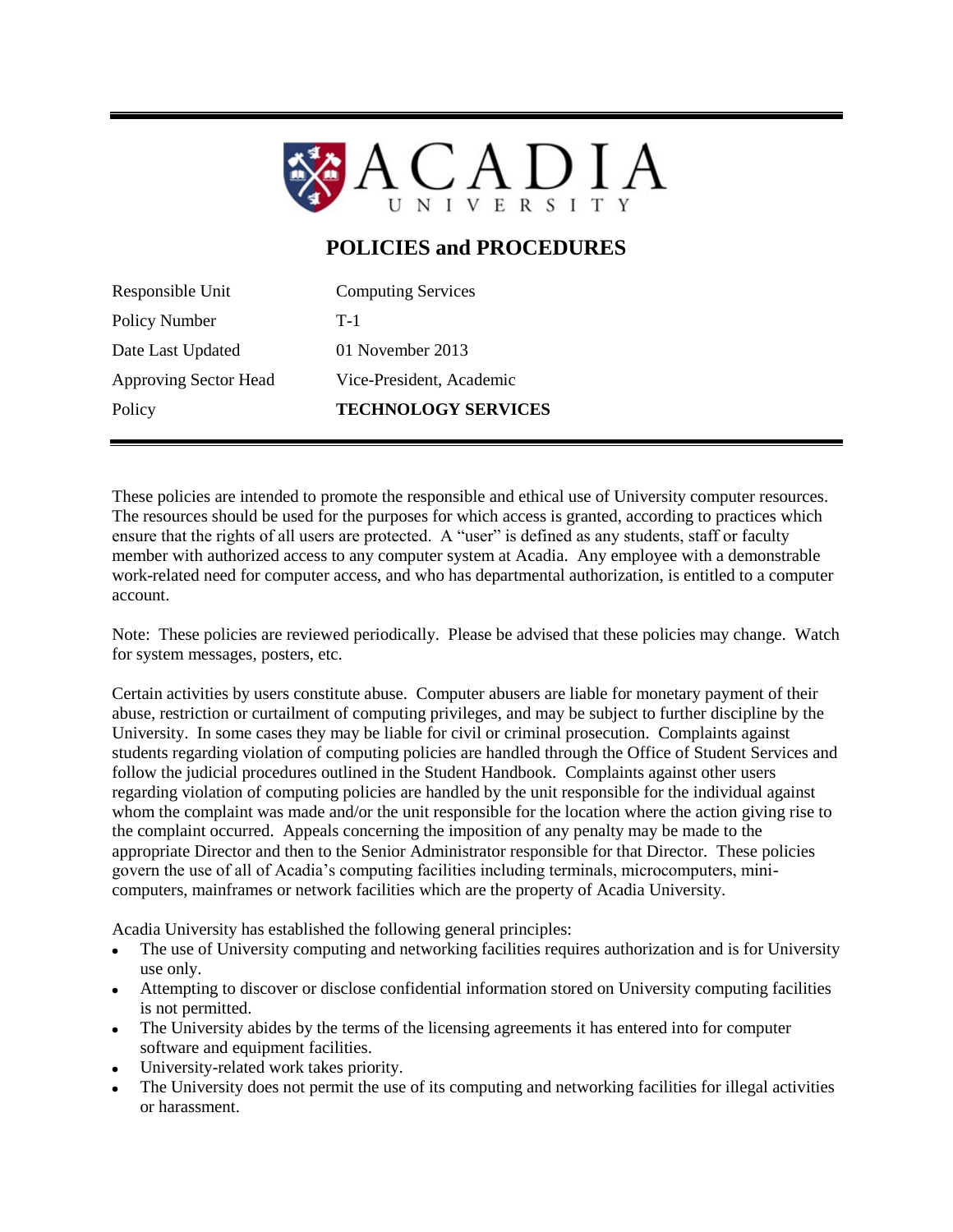# ACADIA UNIVERSITY

## POLICIES and PROCEDURES

| | |
|---|---|
| Responsible Unit | Computing Services |
| Policy Number | T-1 |
| Date Last Updated | 01 November 2013 |
| Approving Sector Head | Vice-President, Academic |
| Policy | **TECHNOLOGY SERVICES** |

These policies are intended to promote the responsible and ethical use of University computer resources. The resources should be used for the purposes for which access is granted, according to practices which ensure that the rights of all users are protected. A "user" is defined as any students, staff or faculty member with authorized access to any computer system at Acadia. Any employee with a demonstrable work-related need for computer access, and who has departmental authorization, is entitled to a computer account.

Note: These policies are reviewed periodically. Please be advised that these policies may change. Watch for system messages, posters, etc.

Certain activities by users constitute abuse. Computer abusers are liable for monetary payment of their abuse, restriction or curtailment of computing privileges, and may be subject to further discipline by the University. In some cases they may be liable for civil or criminal prosecution. Complaints against students regarding violation of computing policies are handled through the Office of Student Services and follow the judicial procedures outlined in the Student Handbook. Complaints against other users regarding violation of computing policies are handled by the unit responsible for the individual against whom the complaint was made and/or the unit responsible for the location where the action giving rise to the complaint occurred. Appeals concerning the imposition of any penalty may be made to the appropriate Director and then to the Senior Administrator responsible for that Director. These policies govern the use of all of Acadia's computing facilities including terminals, microcomputers, mini-computers, mainframes or network facilities which are the property of Acadia University.

Acadia University has established the following general principles:

- The use of University computing and networking facilities requires authorization and is for University use only.
- Attempting to discover or disclose confidential information stored on University computing facilities is not permitted.
- The University abides by the terms of the licensing agreements it has entered into for computer software and equipment facilities.
- University-related work takes priority.
- The University does not permit the use of its computing and networking facilities for illegal activities or harassment.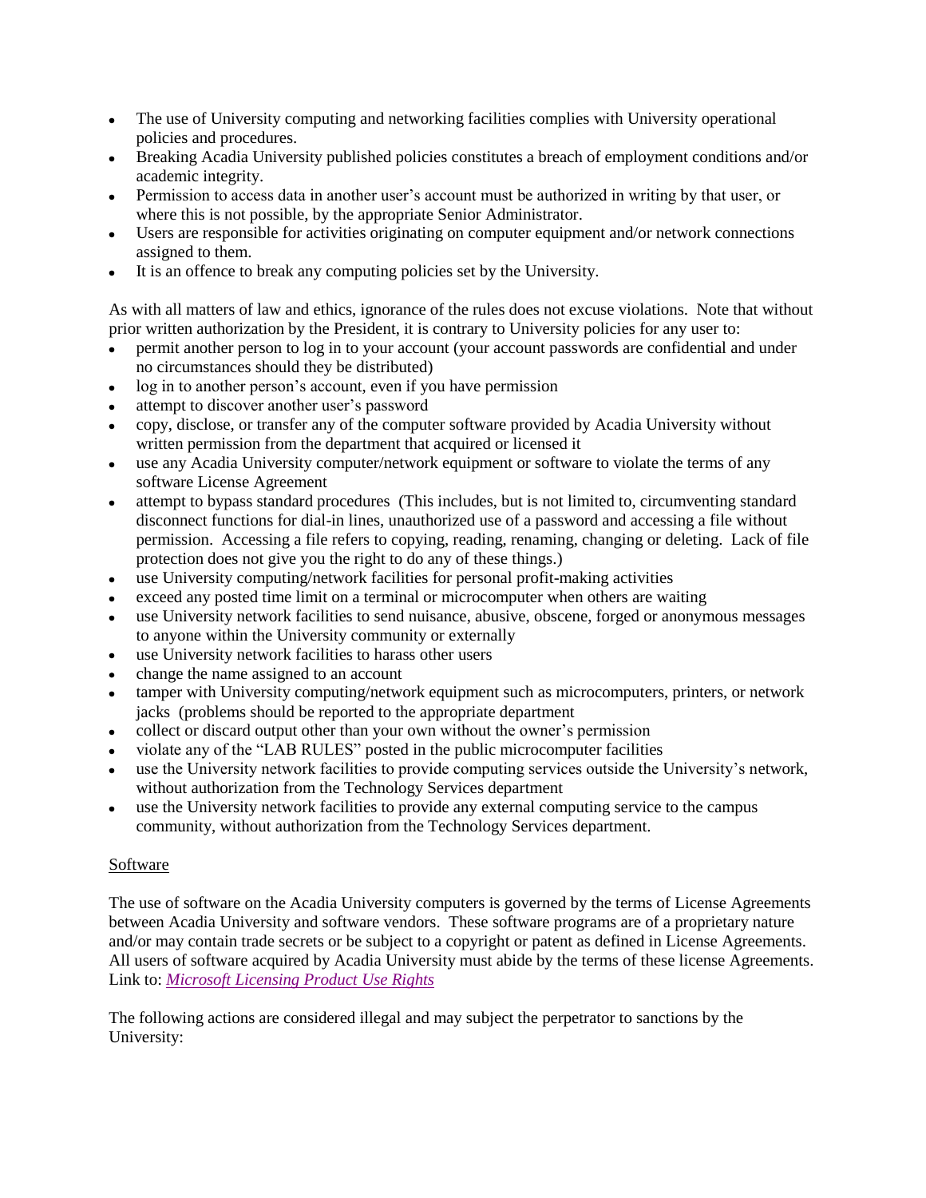- The use of University computing and networking facilities complies with University operational policies and procedures.
- Breaking Acadia University published policies constitutes a breach of employment conditions and/or academic integrity.
- Permission to access data in another user's account must be authorized in writing by that user, or where this is not possible, by the appropriate Senior Administrator.
- Users are responsible for activities originating on computer equipment and/or network connections assigned to them.
- It is an offence to break any computing policies set by the University.

As with all matters of law and ethics, ignorance of the rules does not excuse violations. Note that without prior written authorization by the President, it is contrary to University policies for any user to:

- permit another person to log in to your account (your account passwords are confidential and under no circumstances should they be distributed)
- log in to another person's account, even if you have permission
- attempt to discover another user's password
- copy, disclose, or transfer any of the computer software provided by Acadia University without written permission from the department that acquired or licensed it
- use any Acadia University computer/network equipment or software to violate the terms of any software License Agreement
- attempt to bypass standard procedures (This includes, but is not limited to, circumventing standard disconnect functions for dial-in lines, unauthorized use of a password and accessing a file without permission. Accessing a file refers to copying, reading, renaming, changing or deleting. Lack of file protection does not give you the right to do any of these things.)
- use University computing/network facilities for personal profit-making activities
- exceed any posted time limit on a terminal or microcomputer when others are waiting
- use University network facilities to send nuisance, abusive, obscene, forged or anonymous messages to anyone within the University community or externally
- use University network facilities to harass other users
- change the name assigned to an account
- tamper with University computing/network equipment such as microcomputers, printers, or network jacks (problems should be reported to the appropriate department
- collect or discard output other than your own without the owner's permission
- violate any of the "LAB RULES" posted in the public microcomputer facilities
- use the University network facilities to provide computing services outside the University's network, without authorization from the Technology Services department
- use the University network facilities to provide any external computing service to the campus community, without authorization from the Technology Services department.

Software

The use of software on the Acadia University computers is governed by the terms of License Agreements between Acadia University and software vendors. These software programs are of a proprietary nature and/or may contain trade secrets or be subject to a copyright or patent as defined in License Agreements. All users of software acquired by Acadia University must abide by the terms of these license Agreements. Link to: *Microsoft Licensing Product Use Rights*

The following actions are considered illegal and may subject the perpetrator to sanctions by the University: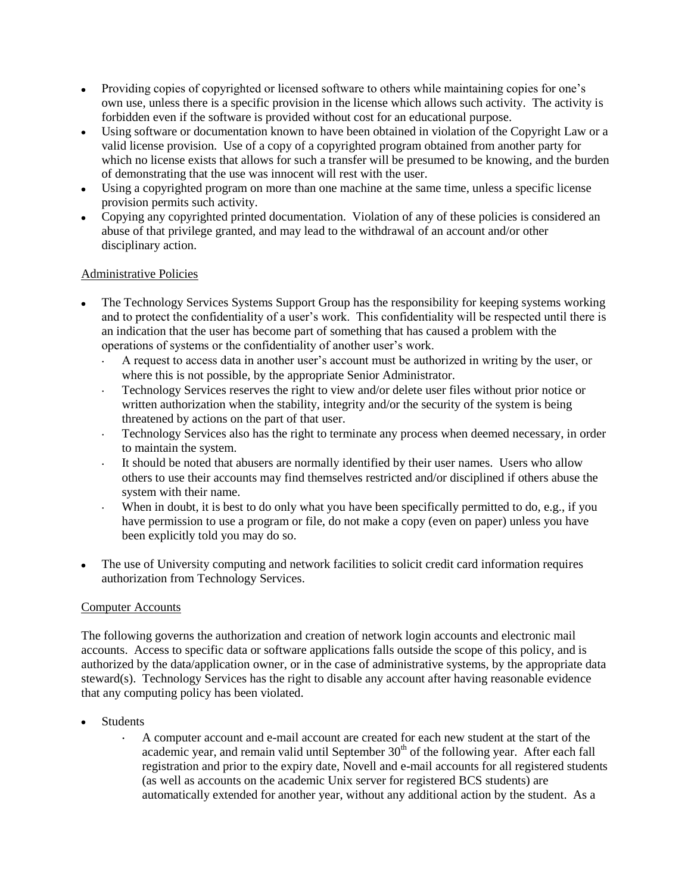- Providing copies of copyrighted or licensed software to others while maintaining copies for one's own use, unless there is a specific provision in the license which allows such activity. The activity is forbidden even if the software is provided without cost for an educational purpose.
- Using software or documentation known to have been obtained in violation of the Copyright Law or a valid license provision. Use of a copy of a copyrighted program obtained from another party for which no license exists that allows for such a transfer will be presumed to be knowing, and the burden of demonstrating that the use was innocent will rest with the user.
- Using a copyrighted program on more than one machine at the same time, unless a specific license provision permits such activity.
- Copying any copyrighted printed documentation. Violation of any of these policies is considered an abuse of that privilege granted, and may lead to the withdrawal of an account and/or other disciplinary action.

<u>Administrative Policies</u>

- The Technology Services Systems Support Group has the responsibility for keeping systems working and to protect the confidentiality of a user's work. This confidentiality will be respected until there is an indication that the user has become part of something that has caused a problem with the operations of systems or the confidentiality of another user's work.
  - A request to access data in another user's account must be authorized in writing by the user, or where this is not possible, by the appropriate Senior Administrator.
  - Technology Services reserves the right to view and/or delete user files without prior notice or written authorization when the stability, integrity and/or the security of the system is being threatened by actions on the part of that user.
  - Technology Services also has the right to terminate any process when deemed necessary, in order to maintain the system.
  - It should be noted that abusers are normally identified by their user names. Users who allow others to use their accounts may find themselves restricted and/or disciplined if others abuse the system with their name.
  - When in doubt, it is best to do only what you have been specifically permitted to do, e.g., if you have permission to use a program or file, do not make a copy (even on paper) unless you have been explicitly told you may do so.
- The use of University computing and network facilities to solicit credit card information requires authorization from Technology Services.

<u>Computer Accounts</u>

The following governs the authorization and creation of network login accounts and electronic mail accounts. Access to specific data or software applications falls outside the scope of this policy, and is authorized by the data/application owner, or in the case of administrative systems, by the appropriate data steward(s). Technology Services has the right to disable any account after having reasonable evidence that any computing policy has been violated.

- Students
  - A computer account and e-mail account are created for each new student at the start of the academic year, and remain valid until September 30th of the following year. After each fall registration and prior to the expiry date, Novell and e-mail accounts for all registered students (as well as accounts on the academic Unix server for registered BCS students) are automatically extended for another year, without any additional action by the student. As a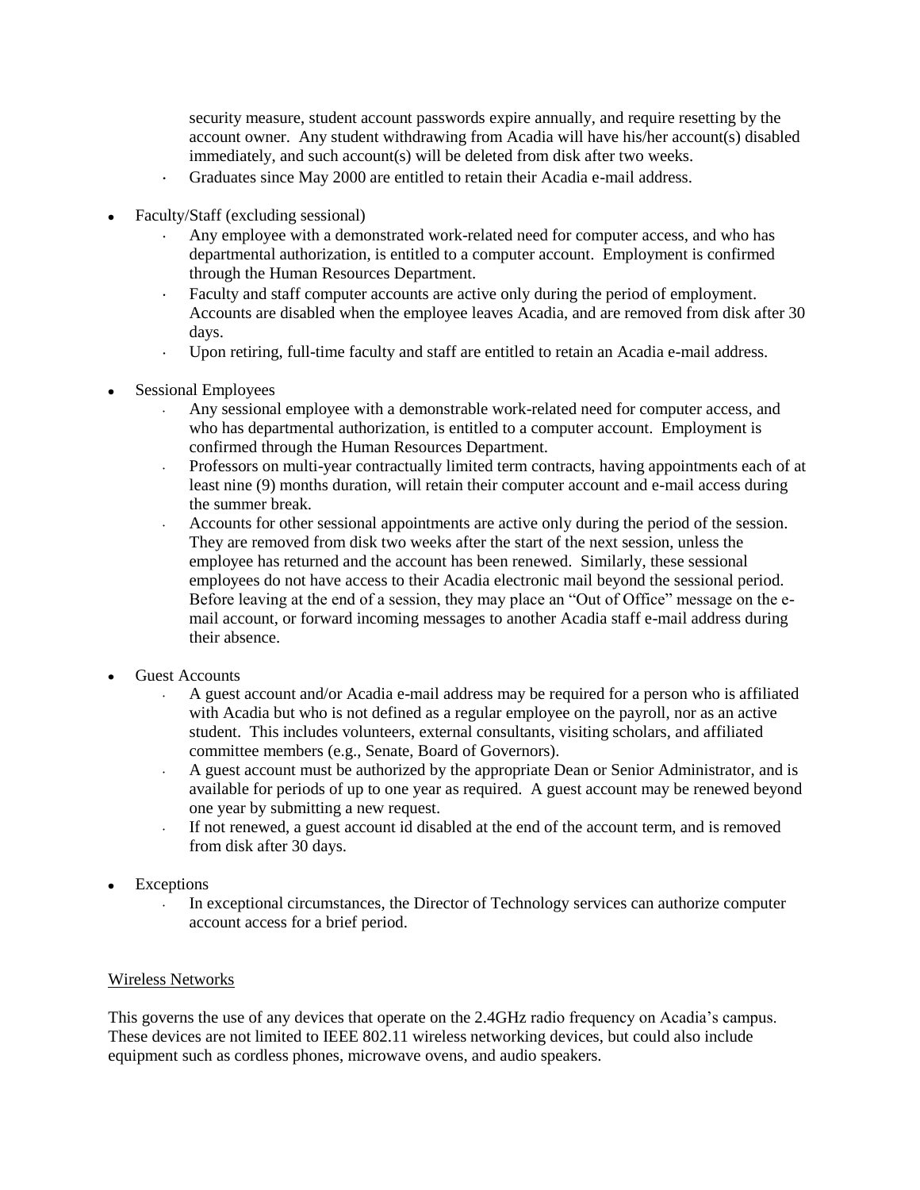security measure, student account passwords expire annually, and require resetting by the account owner. Any student withdrawing from Acadia will have his/her account(s) disabled immediately, and such account(s) will be deleted from disk after two weeks.
  - Graduates since May 2000 are entitled to retain their Acadia e-mail address.

- Faculty/Staff (excluding sessional)
  - Any employee with a demonstrated work-related need for computer access, and who has departmental authorization, is entitled to a computer account. Employment is confirmed through the Human Resources Department.
  - Faculty and staff computer accounts are active only during the period of employment. Accounts are disabled when the employee leaves Acadia, and are removed from disk after 30 days.
  - Upon retiring, full-time faculty and staff are entitled to retain an Acadia e-mail address.

- Sessional Employees
  - Any sessional employee with a demonstrable work-related need for computer access, and who has departmental authorization, is entitled to a computer account. Employment is confirmed through the Human Resources Department.
  - Professors on multi-year contractually limited term contracts, having appointments each of at least nine (9) months duration, will retain their computer account and e-mail access during the summer break.
  - Accounts for other sessional appointments are active only during the period of the session. They are removed from disk two weeks after the start of the next session, unless the employee has returned and the account has been renewed. Similarly, these sessional employees do not have access to their Acadia electronic mail beyond the sessional period. Before leaving at the end of a session, they may place an "Out of Office" message on the e-mail account, or forward incoming messages to another Acadia staff e-mail address during their absence.

- Guest Accounts
  - A guest account and/or Acadia e-mail address may be required for a person who is affiliated with Acadia but who is not defined as a regular employee on the payroll, nor as an active student. This includes volunteers, external consultants, visiting scholars, and affiliated committee members (e.g., Senate, Board of Governors).
  - A guest account must be authorized by the appropriate Dean or Senior Administrator, and is available for periods of up to one year as required. A guest account may be renewed beyond one year by submitting a new request.
  - If not renewed, a guest account id disabled at the end of the account term, and is removed from disk after 30 days.

- Exceptions
  - In exceptional circumstances, the Director of Technology services can authorize computer account access for a brief period.

<u>Wireless Networks</u>

This governs the use of any devices that operate on the 2.4GHz radio frequency on Acadia's campus. These devices are not limited to IEEE 802.11 wireless networking devices, but could also include equipment such as cordless phones, microwave ovens, and audio speakers.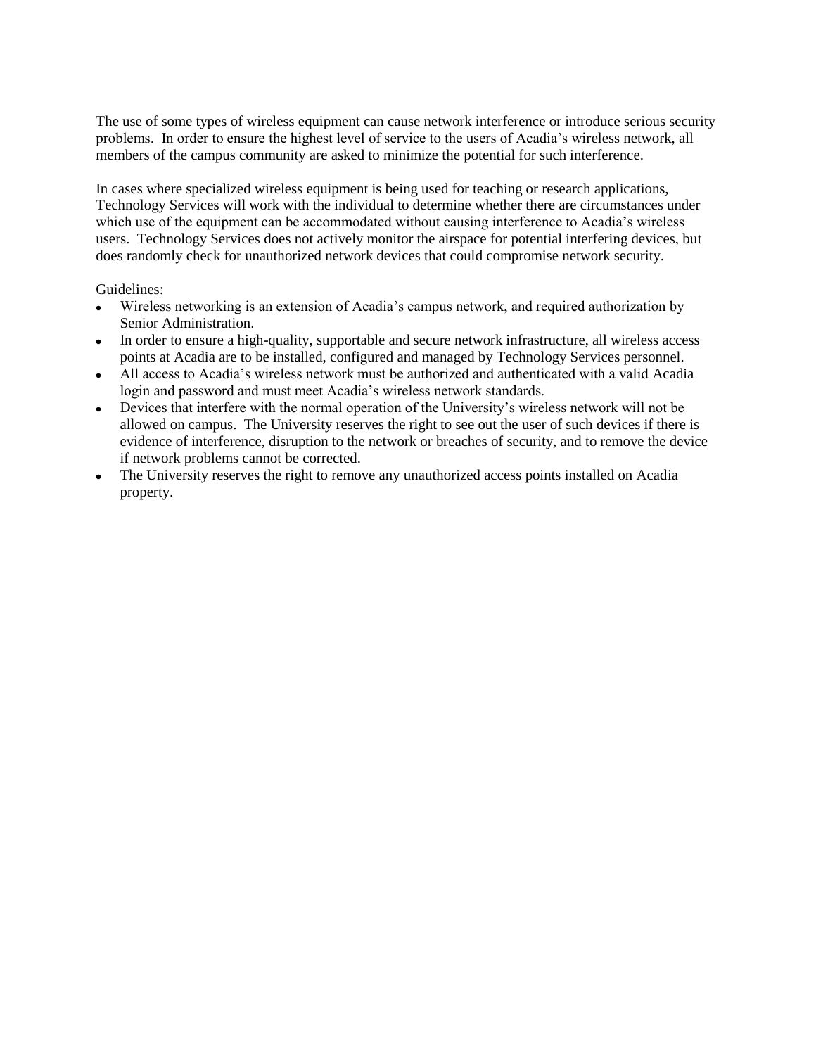The use of some types of wireless equipment can cause network interference or introduce serious security problems. In order to ensure the highest level of service to the users of Acadia's wireless network, all members of the campus community are asked to minimize the potential for such interference.

In cases where specialized wireless equipment is being used for teaching or research applications, Technology Services will work with the individual to determine whether there are circumstances under which use of the equipment can be accommodated without causing interference to Acadia's wireless users. Technology Services does not actively monitor the airspace for potential interfering devices, but does randomly check for unauthorized network devices that could compromise network security.

Guidelines:

- Wireless networking is an extension of Acadia's campus network, and required authorization by Senior Administration.
- In order to ensure a high-quality, supportable and secure network infrastructure, all wireless access points at Acadia are to be installed, configured and managed by Technology Services personnel.
- All access to Acadia's wireless network must be authorized and authenticated with a valid Acadia login and password and must meet Acadia's wireless network standards.
- Devices that interfere with the normal operation of the University's wireless network will not be allowed on campus. The University reserves the right to see out the user of such devices if there is evidence of interference, disruption to the network or breaches of security, and to remove the device if network problems cannot be corrected.
- The University reserves the right to remove any unauthorized access points installed on Acadia property.